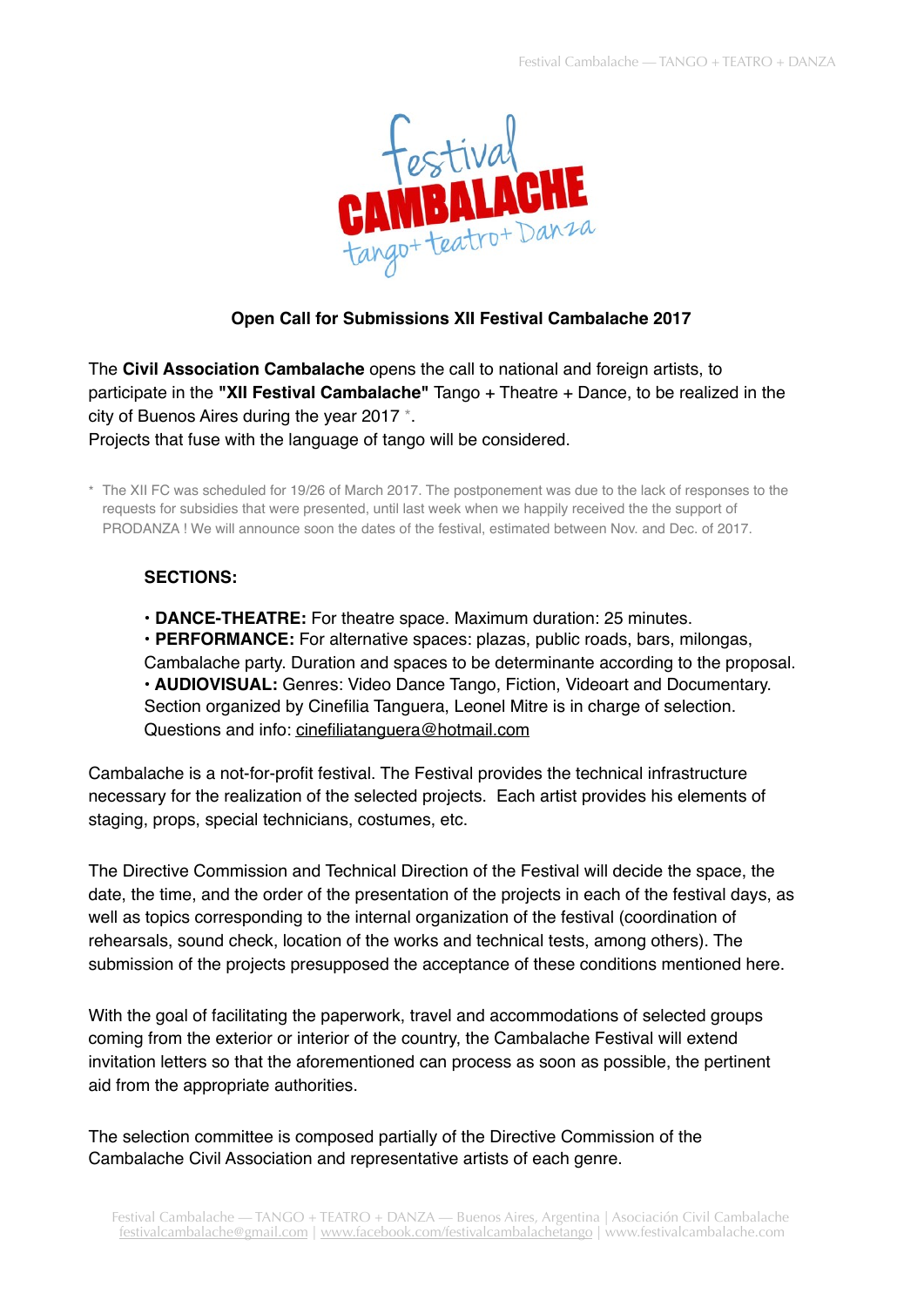## Open Call for Submissions XII Festival Cambalache 2017

The **Civil Association Cambalache** opens the call to national and foreign artists, to participate in the **"XII Festival Cambalache"** Tango + Theatre + Dance, to be realized in the city of Buenos Aires during the year 2017 *.
Projects that fuse with the language of tango will be considered.

\* The XII FC was scheduled for 19/26 of March 2017. The postponement was due to the lack of responses to the requests for subsidies that were presented, until last week when we happily received the the support of PRODANZA ! We will announce soon the dates of the festival, estimated between Nov. and Dec. of 2017.

**SECTIONS:**

- **DANCE-THEATRE:** For theatre space. Maximum duration: 25 minutes.
- **PERFORMANCE:** For alternative spaces: plazas, public roads, bars, milongas, Cambalache party. Duration and spaces to be determinante according to the proposal.
- **AUDIOVISUAL:** Genres: Video Dance Tango, Fiction, Videoart and Documentary. Section organized by Cinefilia Tanguera, Leonel Mitre is in charge of selection. Questions and info: cinefiliatanguera@hotmail.com

Cambalache is a not-for-profit festival. The Festival provides the technical infrastructure necessary for the realization of the selected projects. Each artist provides his elements of staging, props, special technicians, costumes, etc.

The Directive Commission and Technical Direction of the Festival will decide the space, the date, the time, and the order of the presentation of the projects in each of the festival days, as well as topics corresponding to the internal organization of the festival (coordination of rehearsals, sound check, location of the works and technical tests, among others). The submission of the projects presupposed the acceptance of these conditions mentioned here.

With the goal of facilitating the paperwork, travel and accommodations of selected groups coming from the exterior or interior of the country, the Cambalache Festival will extend invitation letters so that the aforementioned can process as soon as possible, the pertinent aid from the appropriate authorities.

The selection committee is composed partially of the Directive Commission of the Cambalache Civil Association and representative artists of each genre.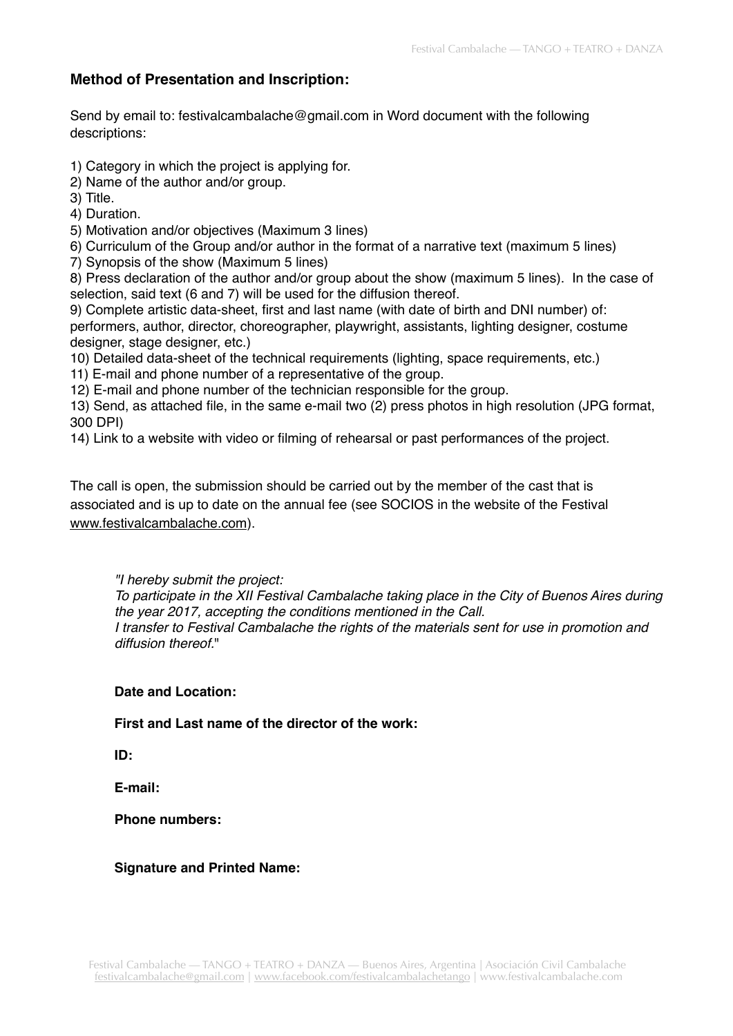**Method of Presentation and Inscription:**

Send by email to: festivalcambalache@gmail.com in Word document with the following descriptions:

1) Category in which the project is applying for.
2) Name of the author and/or group.
3) Title.
4) Duration.
5) Motivation and/or objectives (Maximum 3 lines)
6) Curriculum of the Group and/or author in the format of a narrative text (maximum 5 lines)
7) Synopsis of the show (Maximum 5 lines)
8) Press declaration of the author and/or group about the show (maximum 5 lines). In the case of selection, said text (6 and 7) will be used for the diffusion thereof.
9) Complete artistic data-sheet, first and last name (with date of birth and DNI number) of: performers, author, director, choreographer, playwright, assistants, lighting designer, costume designer, stage designer, etc.)
10) Detailed data-sheet of the technical requirements (lighting, space requirements, etc.)
11) E-mail and phone number of a representative of the group.
12) E-mail and phone number of the technician responsible for the group.
13) Send, as attached file, in the same e-mail two (2) press photos in high resolution (JPG format, 300 DPI)
14) Link to a website with video or filming of rehearsal or past performances of the project.

The call is open, the submission should be carried out by the member of the cast that is associated and is up to date on the annual fee (see SOCIOS in the website of the Festival www.festivalcambalache.com).

*"I hereby submit the project:*
*To participate in the XII Festival Cambalache taking place in the City of Buenos Aires during the year 2017, accepting the conditions mentioned in the Call.*
*I transfer to Festival Cambalache the rights of the materials sent for use in promotion and diffusion thereof."*

**Date and Location:**

**First and Last name of the director of the work:**

**ID:**

**E-mail:**

**Phone numbers:**

**Signature and Printed Name:**